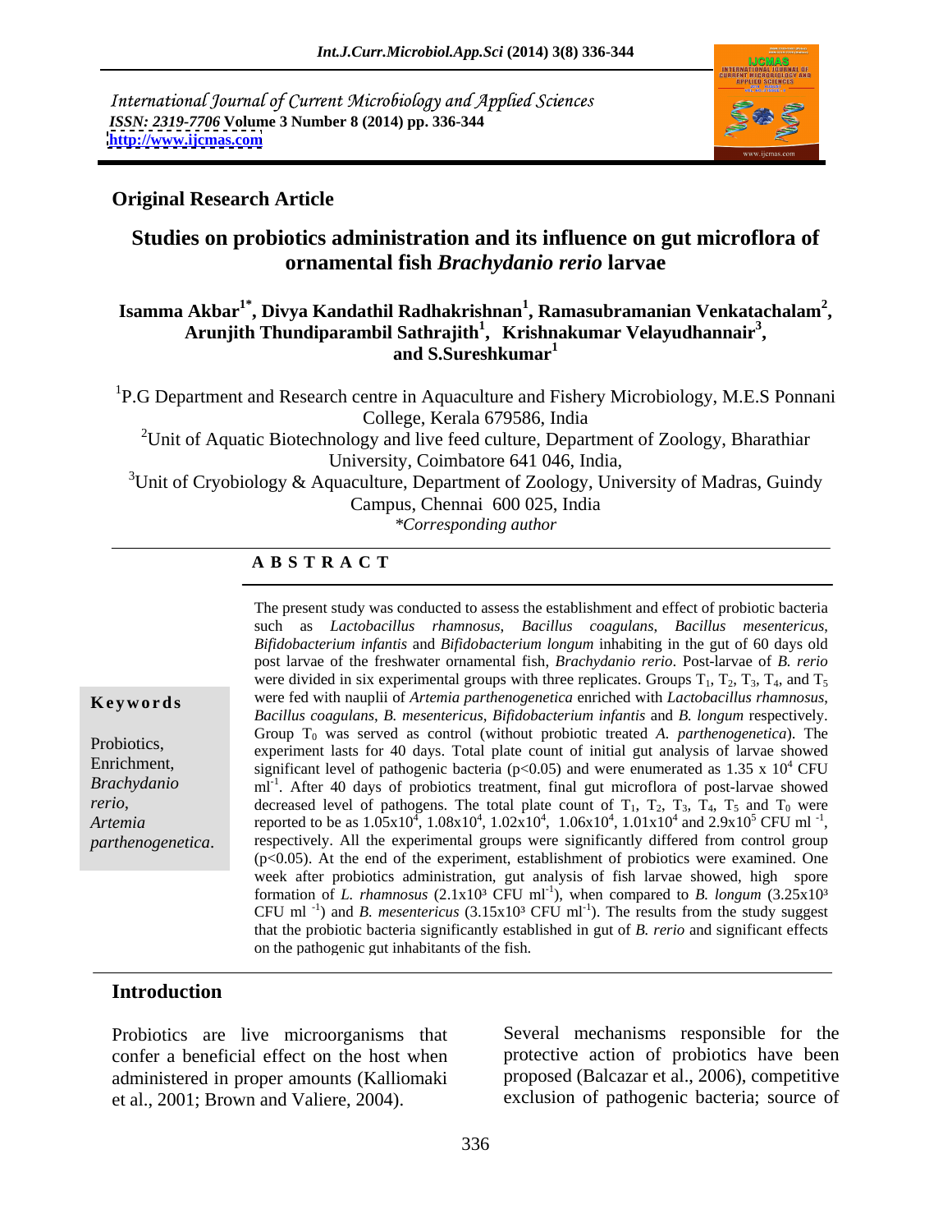International Journal of Current Microbiology and Applied Sciences
*ISSN: 2319-7706* **Volume 3 Number 8 (2014) pp. 336-344**
**http://www.ijcmas.com**

**Original Research Article**

# Studies on probiotics administration and its influence on gut microflora of ornamental fish *Brachydanio rerio* larvae

**Isamma Akbar[1*], Divya Kandathil Radhakrishnan[1], Ramasubramanian Venkatachalam[2], Arunjith Thundiparambil Sathrajith[1], Krishnakumar Velayudhannair[3], and S.Sureshkumar[1]**

[1]P.G Department and Research centre in Aquaculture and Fishery Microbiology, M.E.S Ponnani College, Kerala 679586, India

[2]Unit of Aquatic Biotechnology and live feed culture, Department of Zoology, Bharathiar University, Coimbatore 641 046, India,

[3]Unit of Cryobiology & Aquaculture, Department of Zoology, University of Madras, Guindy Campus, Chennai 600 025, India

*\*Corresponding author*

## A B S T R A C T

**Keywords**

Probiotics, Enrichment, *Brachydanio rerio*, *Artemia parthenogenetica*.

The present study was conducted to assess the establishment and effect of probiotic bacteria such as *Lactobacillus rhamnosus*, *Bacillus coagulans*, *Bacillus mesentericus*, *Bifidobacterium infantis* and *Bifidobacterium longum* inhabiting in the gut of 60 days old post larvae of the freshwater ornamental fish, *Brachydanio rerio*. Post-larvae of *B. rerio* were divided in six experimental groups with three replicates. Groups $T_1$, $T_2$, $T_3$, $T_4$, and $T_5$ were fed with nauplii of *Artemia parthenogenetica* enriched with *Lactobacillus rhamnosus*, *Bacillus coagulans*, *B. mesentericus*, *Bifidobacterium infantis* and *B. longum* respectively. Group $T_0$ was served as control (without probiotic treated *A. parthenogenetica*). The experiment lasts for 40 days. Total plate count of initial gut analysis of larvae showed significant level of pathogenic bacteria ($p<0.05$) and were enumerated as $1.35 \times 10^4$ CFU $ml^{-1}$. After 40 days of probiotics treatment, final gut microflora of post-larvae showed decreased level of pathogens. The total plate count of $T_1$, $T_2$, $T_3$, $T_4$, $T_5$ and $T_0$ were reported to be as $1.05x10^4$, $1.08x10^4$, $1.02x10^4$, $1.06x10^4$, $1.01x10^4$ and $2.9x10^5$ CFU $ml^{-1}$, respectively. All the experimental groups were significantly differed from control group ($p<0.05$). At the end of the experiment, establishment of probiotics were examined. One week after probiotics administration, gut analysis of fish larvae showed, high spore formation of *L. rhamnosus* ($2.1x10^3$ CFU $ml^{-1}$), when compared to *B. longum* ($3.25x10^3$ CFU $ml^{-1}$) and *B. mesentericus* ($3.15x10^3$ CFU $ml^{-1}$). The results from the study suggest that the probiotic bacteria significantly established in gut of *B. rerio* and significant effects on the pathogenic gut inhabitants of the fish.

## Introduction

Probiotics are live microorganisms that confer a beneficial effect on the host when administered in proper amounts (Kalliomaki et al., 2001; Brown and Valiere, 2004).

Several mechanisms responsible for the protective action of probiotics have been proposed (Balcazar et al., 2006), competitive exclusion of pathogenic bacteria; source of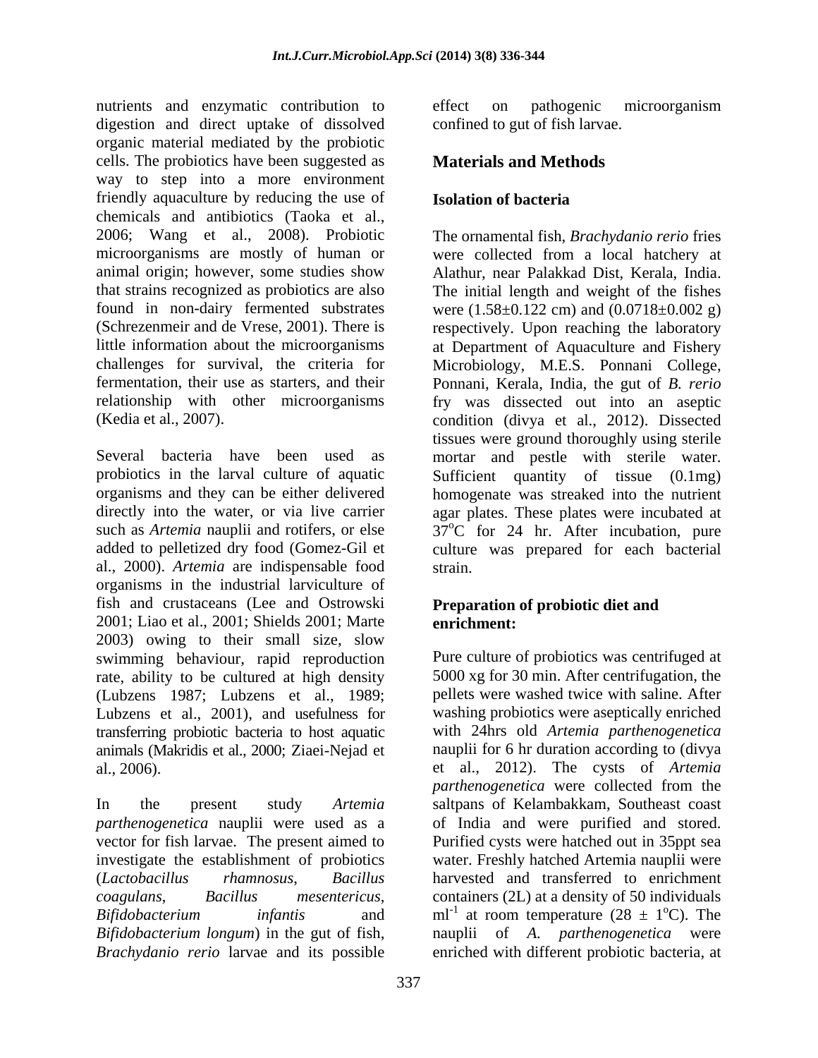nutrients and enzymatic contribution to digestion and direct uptake of dissolved organic material mediated by the probiotic cells. The probiotics have been suggested as way to step into a more environment friendly aquaculture by reducing the use of chemicals and antibiotics (Taoka et al., 2006; Wang et al., 2008). Probiotic microorganisms are mostly of human or animal origin; however, some studies show that strains recognized as probiotics are also found in non-dairy fermented substrates (Schrezenmeir and de Vrese, 2001). There is little information about the microorganisms challenges for survival, the criteria for fermentation, their use as starters, and their relationship with other microorganisms (Kedia et al., 2007).

Several bacteria have been used as probiotics in the larval culture of aquatic organisms and they can be either delivered directly into the water, or via live carrier such as *Artemia* nauplii and rotifers, or else added to pelletized dry food (Gomez-Gil et al., 2000). *Artemia* are indispensable food organisms in the industrial larviculture of fish and crustaceans (Lee and Ostrowski 2001; Liao et al., 2001; Shields 2001; Marte 2003) owing to their small size, slow swimming behaviour, rapid reproduction rate, ability to be cultured at high density (Lubzens 1987; Lubzens et al., 1989; Lubzens et al., 2001), and usefulness for transferring probiotic bacteria to host aquatic animals (Makridis et al., 2000; Ziaei-Nejad et al., 2006).

In the present study *Artemia parthenogenetica* nauplii were used as a vector for fish larvae. The present aimed to investigate the establishment of probiotics (*Lactobacillus rhamnosus*, *Bacillus coagulans*, *Bacillus mesentericus*, *Bifidobacterium infantis* and *Bifidobacterium longum*) in the gut of fish, *Brachydanio rerio* larvae and its possible effect on pathogenic microorganism confined to gut of fish larvae.

## Materials and Methods

### Isolation of bacteria

The ornamental fish, *Brachydanio rerio* fries were collected from a local hatchery at Alathur, near Palakkad Dist, Kerala, India. The initial length and weight of the fishes were (1.58±0.122 cm) and (0.0718±0.002 g) respectively. Upon reaching the laboratory at Department of Aquaculture and Fishery Microbiology, M.E.S. Ponnani College, Ponnani, Kerala, India, the gut of *B. rerio* fry was dissected out into an aseptic condition (divya et al., 2012). Dissected tissues were ground thoroughly using sterile mortar and pestle with sterile water. Sufficient quantity of tissue (0.1mg) homogenate was streaked into the nutrient agar plates. These plates were incubated at $37^{o}$C for 24 hr. After incubation, pure culture was prepared for each bacterial strain.

### Preparation of probiotic diet and enrichment:

Pure culture of probiotics was centrifuged at 5000 xg for 30 min. After centrifugation, the pellets were washed twice with saline. After washing probiotics were aseptically enriched with 24hrs old *Artemia parthenogenetica* nauplii for 6 hr duration according to (divya et al., 2012). The cysts of *Artemia parthenogenetica* were collected from the saltpans of Kelambakkam, Southeast coast of India and were purified and stored. Purified cysts were hatched out in 35ppt sea water. Freshly hatched Artemia nauplii were harvested and transferred to enrichment containers (2L) at a density of 50 individuals $ml^{-1}$ at room temperature (28 ± $1^{o}$C). The nauplii of *A. parthenogenetica* were enriched with different probiotic bacteria, at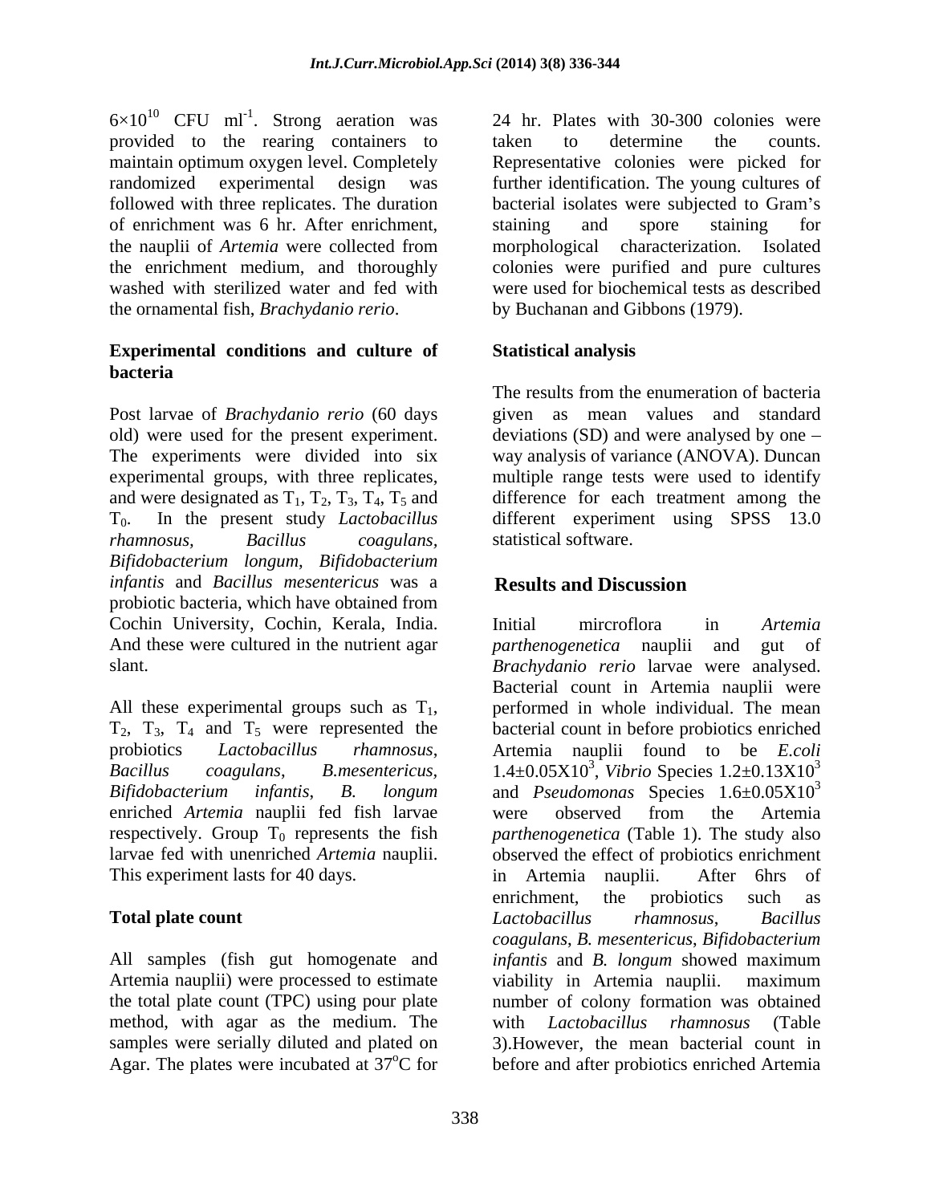$6\times10^{10}$ CFU $ml^{-1}$. Strong aeration was provided to the rearing containers to maintain optimum oxygen level. Completely randomized experimental design was followed with three replicates. The duration of enrichment was 6 hr. After enrichment, the nauplii of *Artemia* were collected from the enrichment medium, and thoroughly washed with sterilized water and fed with the ornamental fish, *Brachydanio rerio*.

## Experimental conditions and culture of bacteria

Post larvae of *Brachydanio rerio* (60 days old) were used for the present experiment. The experiments were divided into six experimental groups, with three replicates, and were designated as $T_1$, $T_2$, $T_3$, $T_4$, $T_5$ and $T_0$. In the present study *Lactobacillus rhamnosus, Bacillus coagulans, Bifidobacterium longum, Bifidobacterium infantis* and *Bacillus mesentericus* was a probiotic bacteria, which have obtained from Cochin University, Cochin, Kerala, India. And these were cultured in the nutrient agar slant.

All these experimental groups such as $T_1$, $T_2$, $T_3$, $T_4$ and $T_5$ were represented the probiotics *Lactobacillus rhamnosus*, *Bacillus coagulans*, *B.mesentericus*, *Bifidobacterium infantis*, *B. longum* enriched *Artemia* nauplii fed fish larvae respectively. Group $T_0$ represents the fish larvae fed with unenriched *Artemia* nauplii. This experiment lasts for 40 days.

## Total plate count

All samples (fish gut homogenate and Artemia nauplii) were processed to estimate the total plate count (TPC) using pour plate method, with agar as the medium. The samples were serially diluted and plated on Agar. The plates were incubated at $37^oC$ for 24 hr. Plates with 30-300 colonies were taken to determine the counts. Representative colonies were picked for further identification. The young cultures of bacterial isolates were subjected to Gram's staining and spore staining for morphological characterization. Isolated colonies were purified and pure cultures were used for biochemical tests as described by Buchanan and Gibbons (1979).

## Statistical analysis

The results from the enumeration of bacteria given as mean values and standard deviations (SD) and were analysed by one – way analysis of variance (ANOVA). Duncan multiple range tests were used to identify difference for each treatment among the different experiment using SPSS 13.0 statistical software.

# Results and Discussion

Initial mircroflora in *Artemia parthenogenetica* nauplii and gut of *Brachydanio rerio* larvae were analysed. Bacterial count in Artemia nauplii were performed in whole individual. The mean bacterial count in before probiotics enriched Artemia nauplii found to be *E.coli* $1.4\pm0.05X10^3$, *Vibrio* Species $1.2\pm0.13X10^3$ and *Pseudomonas* Species $1.6\pm0.05X10^3$ were observed from the Artemia *parthenogenetica* (Table 1). The study also observed the effect of probiotics enrichment in Artemia nauplii. After 6hrs of enrichment, the probiotics such as *Lactobacillus rhamnosus*, *Bacillus coagulans*, *B. mesentericus*, *Bifidobacterium infantis* and *B. longum* showed maximum viability in Artemia nauplii. maximum number of colony formation was obtained with *Lactobacillus rhamnosus* (Table 3).However, the mean bacterial count in before and after probiotics enriched Artemia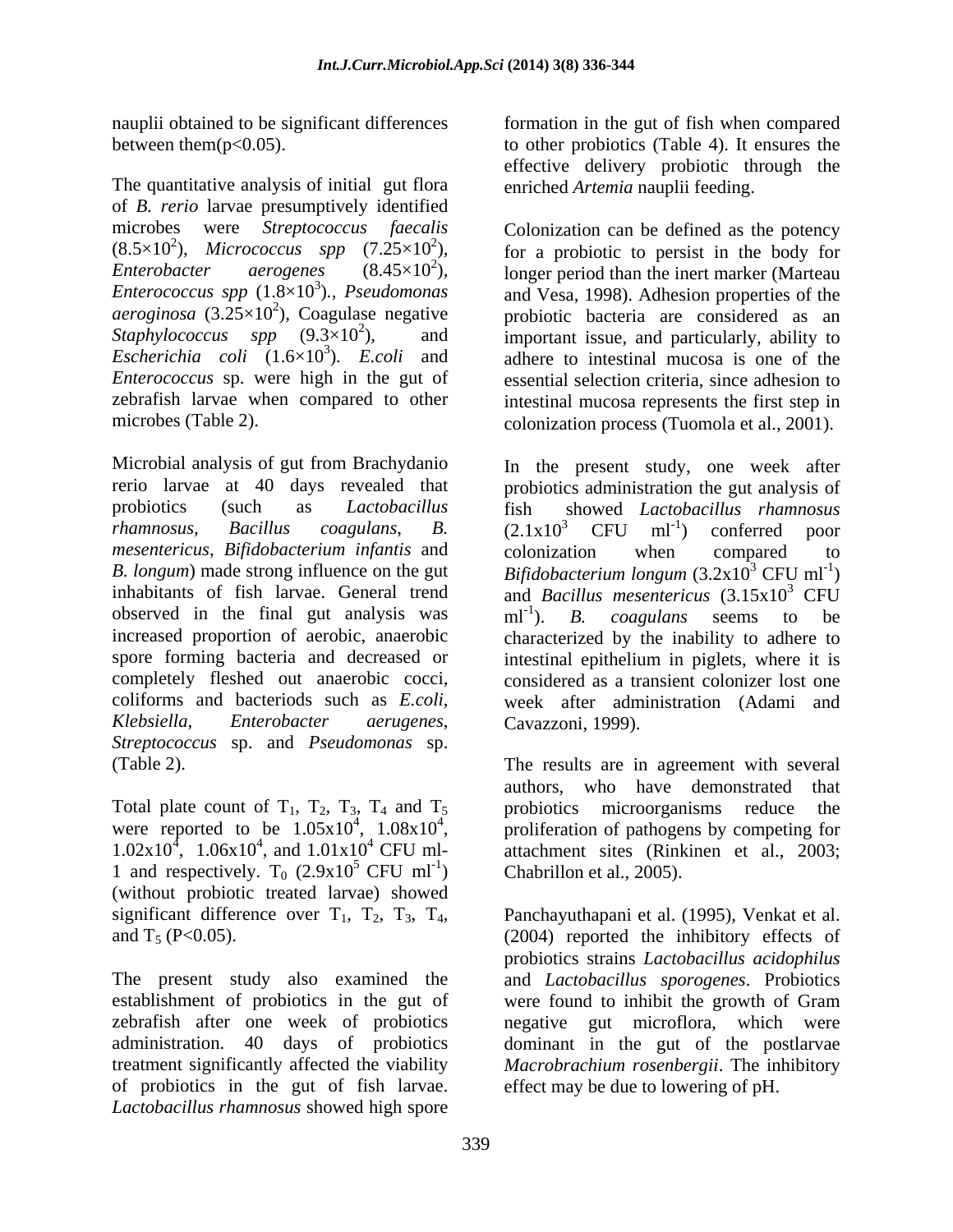nauplii obtained to be significant differences between them($p<0.05$).

The quantitative analysis of initial gut flora of *B. rerio* larvae presumptively identified microbes were *Streptococcus faecalis* ($8.5\times10^2$), *Micrococcus spp* ($7.25\times10^2$), *Enterobacter aerogenes* ($8.45\times10^2$), *Enterococcus spp* ($1.8\times10^3$)., *Pseudomonas aeroginosa* ($3.25\times10^2$), Coagulase negative *Staphylococcus spp* ($9.3\times10^2$), and *Escherichia coli* ($1.6\times10^3$). *E.coli* and *Enterococcus* sp. were high in the gut of zebrafish larvae when compared to other microbes (Table 2).

Microbial analysis of gut from Brachydanio rerio larvae at 40 days revealed that probiotics (such as *Lactobacillus rhamnosus*, *Bacillus coagulans*, *B. mesentericus*, *Bifidobacterium infantis* and *B. longum*) made strong influence on the gut inhabitants of fish larvae. General trend observed in the final gut analysis was increased proportion of aerobic, anaerobic spore forming bacteria and decreased or completely fleshed out anaerobic cocci, coliforms and bacteriods such as *E.coli*, *Klebsiella*, *Enterobacter aerugenes*, *Streptococcus* sp. and *Pseudomonas* sp. (Table 2).

Total plate count of $T_1$, $T_2$, $T_3$, $T_4$ and $T_5$ were reported to be $1.05x10^4$, $1.08x10^4$, $1.02x10^4$, $1.06x10^4$, and $1.01x10^4$ CFU ml-1 and respectively. $T_0$ ($2.9x10^5$ CFU $ml^{-1}$) (without probiotic treated larvae) showed significant difference over $T_1$, $T_2$, $T_3$, $T_4$, and $T_5$ ($P<0.05$).

The present study also examined the establishment of probiotics in the gut of zebrafish after one week of probiotics administration. 40 days of probiotics treatment significantly affected the viability of probiotics in the gut of fish larvae. *Lactobacillus rhamnosus* showed high spore formation in the gut of fish when compared to other probiotics (Table 4). It ensures the effective delivery probiotic through the enriched *Artemia* nauplii feeding.

Colonization can be defined as the potency for a probiotic to persist in the body for longer period than the inert marker (Marteau and Vesa, 1998). Adhesion properties of the probiotic bacteria are considered as an important issue, and particularly, ability to adhere to intestinal mucosa is one of the essential selection criteria, since adhesion to intestinal mucosa represents the first step in colonization process (Tuomola et al., 2001).

In the present study, one week after probiotics administration the gut analysis of fish showed *Lactobacillus rhamnosus* ($2.1x10^3$ CFU $ml^{-1}$) conferred poor colonization when compared to *Bifidobacterium longum* ($3.2x10^3$ CFU $ml^{-1}$) and *Bacillus mesentericus* ($3.15x10^3$ CFU $ml^{-1}$). *B. coagulans* seems to be characterized by the inability to adhere to intestinal epithelium in piglets, where it is considered as a transient colonizer lost one week after administration (Adami and Cavazzoni, 1999).

The results are in agreement with several authors, who have demonstrated that probiotics microorganisms reduce the proliferation of pathogens by competing for attachment sites (Rinkinen et al., 2003; Chabrillon et al., 2005).

Panchayuthapani et al. (1995), Venkat et al. (2004) reported the inhibitory effects of probiotics strains *Lactobacillus acidophilus* and *Lactobacillus sporogenes*. Probiotics were found to inhibit the growth of Gram negative gut microflora, which were dominant in the gut of the postlarvae *Macrobrachium rosenbergii*. The inhibitory effect may be due to lowering of pH.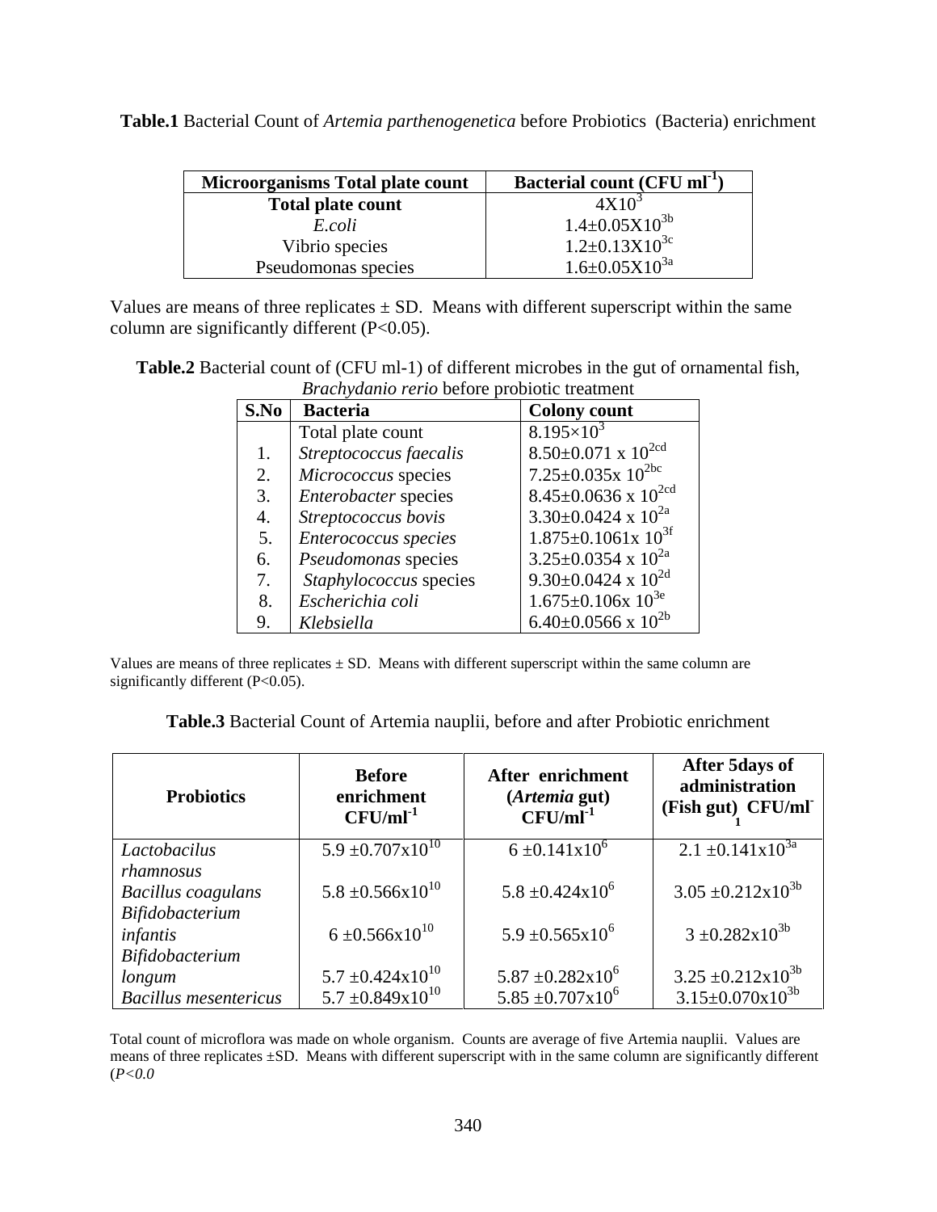**Table.1** Bacterial Count of *Artemia parthenogenetica* before Probiotics (Bacteria) enrichment

| Microorganisms Total plate count | Bacterial count (CFU $ml^{-1}$) |
|---|---|
| **Total plate count** | $4X10^{3}$ |
| *E.coli* | $1.4±0.05X10^{3b}$ |
| Vibrio species | $1.2±0.13X10^{3c}$ |
| Pseudomonas species | $1.6±0.05X10^{3a}$ |

Values are means of three replicates ± SD. Means with different superscript within the same column are significantly different (P<0.05).

**Table.2** Bacterial count of (CFU ml-1) of different microbes in the gut of ornamental fish, *Brachydanio rerio* before probiotic treatment

| S.No | Bacteria | Colony count |
|---|---|---|
| | Total plate count | $8.195×10^{3}$ |
| 1. | *Streptococcus faecalis* | $8.50±0.071$ x $10^{2cd}$ |
| 2. | *Micrococcus* species | $7.25±0.035$x $10^{2bc}$ |
| 3. | *Enterobacter* species | $8.45±0.0636$ x $10^{2cd}$ |
| 4. | *Streptococcus bovis* | $3.30±0.0424$ x $10^{2a}$ |
| 5. | *Enterococcus species* | $1.875±0.1061$x $10^{3f}$ |
| 6. | *Pseudomonas* species | $3.25±0.0354$ x $10^{2a}$ |
| 7. | *Staphylococcus* species | $9.30±0.0424$ x $10^{2d}$ |
| 8. | *Escherichia coli* | $1.675±0.106$x $10^{3e}$ |
| 9. | *Klebsiella* | $6.40±0.0566$ x $10^{2b}$ |

Values are means of three replicates ± SD. Means with different superscript within the same column are significantly different (P<0.05).

**Table.3** Bacterial Count of Artemia nauplii, before and after Probiotic enrichment

| Probiotics | Before enrichment $CFU/ml^{-1}$ | After enrichment (*Artemia* gut) $CFU/ml^{-1}$ | After 5days of administration (Fish gut) $CFU/ml^{-1}$ |
|---|---|---|---|
| *Lactobacilus rhamnosus* | $5.9 ±0.707x10^{10}$ | $6 ±0.141x10^{6}$ | $2.1 ±0.141x10^{3a}$ |
| *Bacillus coagulans* | $5.8 ±0.566x10^{10}$ | $5.8 ±0.424x10^{6}$ | $3.05 ±0.212x10^{3b}$ |
| *Bifidobacterium infantis* | $6 ±0.566x10^{10}$ | $5.9 ±0.565x10^{6}$ | $3 ±0.282x10^{3b}$ |
| *Bifidobacterium longum* | $5.7 ±0.424x10^{10}$ | $5.87 ±0.282x10^{6}$ | $3.25 ±0.212x10^{3b}$ |
| *Bacillus mesentericus* | $5.7 ±0.849x10^{10}$ | $5.85 ±0.707x10^{6}$ | $3.15±0.070x10^{3b}$ |

Total count of microflora was made on whole organism. Counts are average of five Artemia nauplii. Values are means of three replicates ±SD. Means with different superscript with in the same column are significantly different (*P<0.0*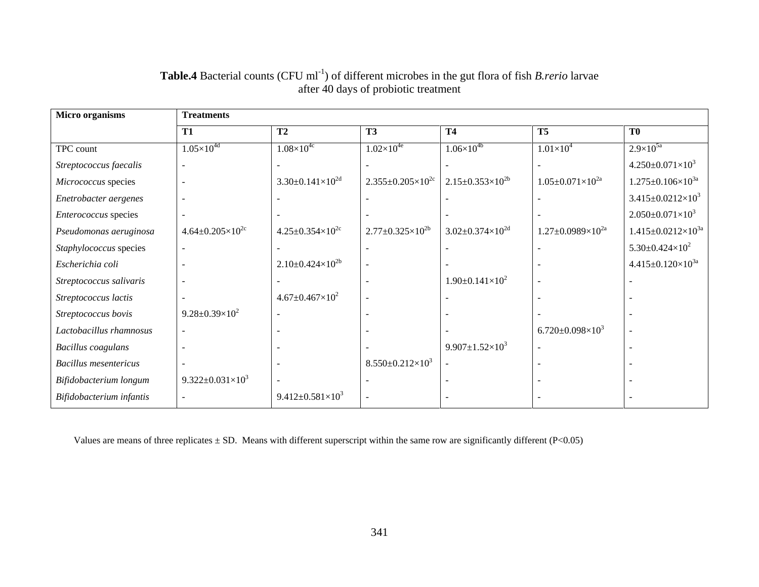**Table.4** Bacterial counts (CFU $ml^{-1}$) of different microbes in the gut flora of fish *B.rerio* larvae after 40 days of probiotic treatment

| Micro organisms | Treatments | | | | | |
|---|---|---|---|---|---|---|
| | **T1** | **T2** | **T3** | **T4** | **T5** | **T0** |
| TPC count | $1.05{\times}10^{4d}$ | $1.08{\times}10^{4c}$ | $1.02{\times}10^{4e}$ | $1.06{\times}10^{4b}$ | $1.01{\times}10^{4}$ | $2.9{\times}10^{5a}$ |
| *Streptococcus faecalis* | - | - | - | - | - | $4.250{\pm}0.071{\times}10^{3}$ |
| *Micrococcus* species | - | $3.30{\pm}0.141{\times}10^{2d}$ | $2.355{\pm}0.205{\times}10^{2c}$ | $2.15{\pm}0.353{\times}10^{2b}$ | $1.05{\pm}0.071{\times}10^{2a}$ | $1.275{\pm}0.106{\times}10^{3a}$ |
| *Enetrobacter aergenes* | - | - | - | - | - | $3.415{\pm}0.0212{\times}10^{3}$ |
| *Enterococcus* species | - | - | - | - | - | $2.050{\pm}0.071{\times}10^{3}$ |
| *Pseudomonas aeruginosa* | $4.64{\pm}0.205{\times}10^{2c}$ | $4.25{\pm}0.354{\times}10^{2c}$ | $2.77{\pm}0.325{\times}10^{2b}$ | $3.02{\pm}0.374{\times}10^{2d}$ | $1.27{\pm}0.0989{\times}10^{2a}$ | $1.415{\pm}0.0212{\times}10^{3a}$ |
| *Staphylococcus* species | - | - | - | - | - | $5.30{\pm}0.424{\times}10^{2}$ |
| *Escherichia coli* | - | $2.10{\pm}0.424{\times}10^{2b}$ | - | - | - | $4.415{\pm}0.120{\times}10^{3a}$ |
| *Streptococcus salivaris* | - | - | - | $1.90{\pm}0.141{\times}10^{2}$ | - | - |
| *Streptococcus lactis* | - | $4.67{\pm}0.467{\times}10^{2}$ | - | - | - | - |
| *Streptococcus bovis* | $9.28{\pm}0.39{\times}10^{2}$ | - | - | - | - | - |
| *Lactobacillus rhamnosus* | - | - | - | - | $6.720{\pm}0.098{\times}10^{3}$ | - |
| *Bacillus coagulans* | - | - | - | $9.907{\pm}1.52{\times}10^{3}$ | - | - |
| *Bacillus mesentericus* | - | - | $8.550{\pm}0.212{\times}10^{3}$ | - | - | - |
| *Bifidobacterium longum* | $9.322{\pm}0.031{\times}10^{3}$ | - | - | - | - | - |
| *Bifidobacterium infantis* | - | $9.412{\pm}0.581{\times}10^{3}$ | - | - | - | - |

Values are means of three replicates ± SD. Means with different superscript within the same row are significantly different ($P<0.05$)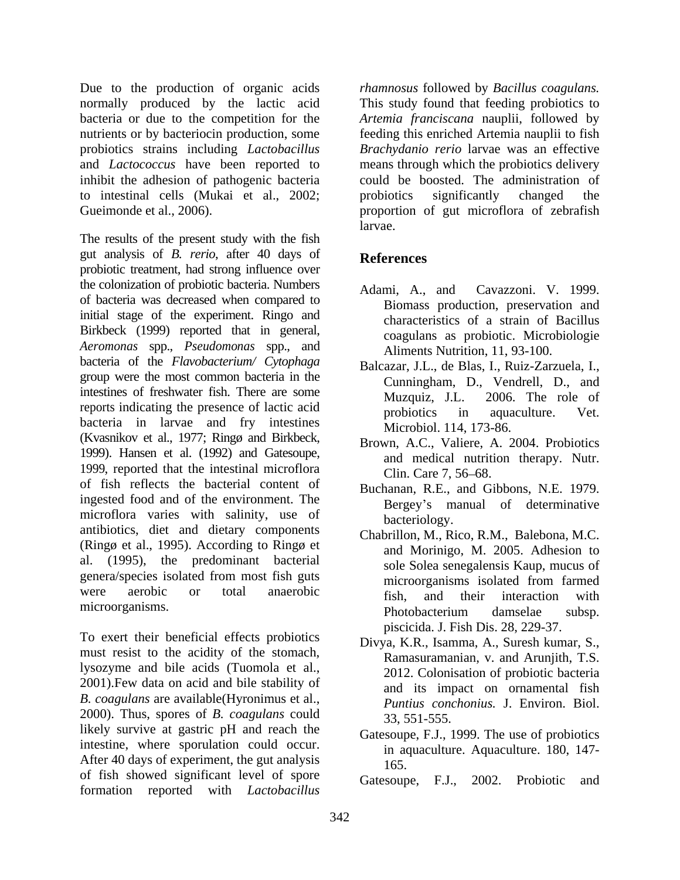Due to the production of organic acids normally produced by the lactic acid bacteria or due to the competition for the nutrients or by bacteriocin production, some probiotics strains including *Lactobacillus* and *Lactococcus* have been reported to inhibit the adhesion of pathogenic bacteria to intestinal cells (Mukai et al., 2002; Gueimonde et al., 2006).

The results of the present study with the fish gut analysis of *B. rerio*, after 40 days of probiotic treatment, had strong influence over the colonization of probiotic bacteria. Numbers of bacteria was decreased when compared to initial stage of the experiment. Ringo and Birkbeck (1999) reported that in general, *Aeromonas* spp., *Pseudomonas* spp., and bacteria of the *Flavobacterium/ Cytophaga* group were the most common bacteria in the intestines of freshwater fish. There are some reports indicating the presence of lactic acid bacteria in larvae and fry intestines (Kvasnikov et al., 1977; Ringø and Birkbeck, 1999). Hansen et al. (1992) and Gatesoupe, 1999, reported that the intestinal microflora of fish reflects the bacterial content of ingested food and of the environment. The microflora varies with salinity, use of antibiotics, diet and dietary components (Ringø et al., 1995). According to Ringø et al. (1995), the predominant bacterial genera/species isolated from most fish guts were aerobic or total anaerobic microorganisms.

To exert their beneficial effects probiotics must resist to the acidity of the stomach, lysozyme and bile acids (Tuomola et al., 2001).Few data on acid and bile stability of *B. coagulans* are available(Hyronimus et al., 2000). Thus, spores of *B. coagulans* could likely survive at gastric pH and reach the intestine, where sporulation could occur. After 40 days of experiment, the gut analysis of fish showed significant level of spore formation reported with *Lactobacillus rhamnosus* followed by *Bacillus coagulans.* This study found that feeding probiotics to *Artemia franciscana* nauplii, followed by feeding this enriched Artemia nauplii to fish *Brachydanio rerio* larvae was an effective means through which the probiotics delivery could be boosted. The administration of probiotics significantly changed the proportion of gut microflora of zebrafish larvae.

## References

Adami, A., and Cavazzoni. V. 1999. Biomass production, preservation and characteristics of a strain of Bacillus coagulans as probiotic. Microbiologie Aliments Nutrition, 11, 93-100.

Balcazar, J.L., de Blas, I., Ruiz-Zarzuela, I., Cunningham, D., Vendrell, D., and Muzquiz, J.L. 2006. The role of probiotics in aquaculture. Vet. Microbiol. 114, 173-86.

Brown, A.C., Valiere, A. 2004. Probiotics and medical nutrition therapy. Nutr. Clin. Care 7, 56–68.

Buchanan, R.E., and Gibbons, N.E. 1979. Bergey's manual of determinative bacteriology.

Chabrillon, M., Rico, R.M., Balebona, M.C. and Morinigo, M. 2005. Adhesion to sole Solea senegalensis Kaup, mucus of microorganisms isolated from farmed fish, and their interaction with Photobacterium damselae subsp. piscicida. J. Fish Dis. 28, 229-37.

Divya, K.R., Isamma, A., Suresh kumar, S., Ramasuramanian, v. and Arunjith, T.S. 2012. Colonisation of probiotic bacteria and its impact on ornamental fish *Puntius conchonius.* J. Environ. Biol. 33, 551-555.

Gatesoupe, F.J., 1999. The use of probiotics in aquaculture. Aquaculture. 180, 147-165.

Gatesoupe, F.J., 2002. Probiotic and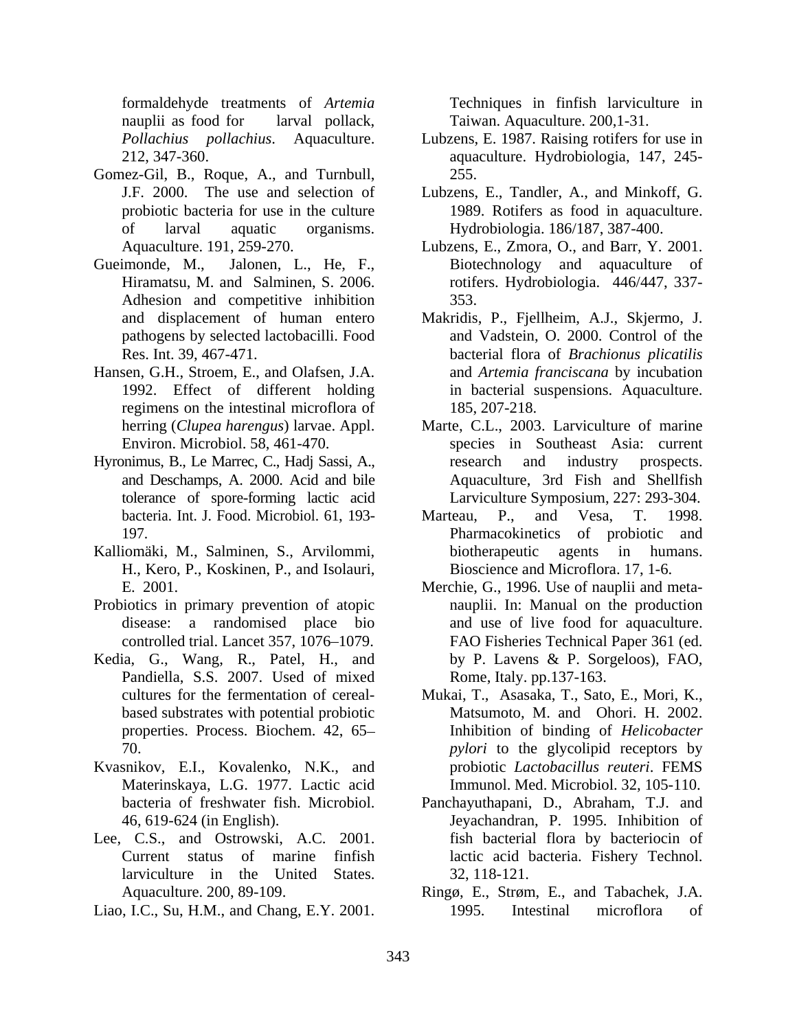formaldehyde treatments of *Artemia* nauplii as food for larval pollack, *Pollachius pollachius*. Aquaculture. 212, 347-360.

Gomez-Gil, B., Roque, A., and Turnbull, J.F. 2000. The use and selection of probiotic bacteria for use in the culture of larval aquatic organisms. Aquaculture. 191, 259-270.

Gueimonde, M., Jalonen, L., He, F., Hiramatsu, M. and Salminen, S. 2006. Adhesion and competitive inhibition and displacement of human entero pathogens by selected lactobacilli. Food Res. Int. 39, 467-471.

Hansen, G.H., Stroem, E., and Olafsen, J.A. 1992. Effect of different holding regimens on the intestinal microflora of herring (*Clupea harengus*) larvae. Appl. Environ. Microbiol. 58, 461-470.

Hyronimus, B., Le Marrec, C., Hadj Sassi, A., and Deschamps, A. 2000. Acid and bile tolerance of spore-forming lactic acid bacteria. Int. J. Food. Microbiol. 61, 193-197.

Kalliomäki, M., Salminen, S., Arvilommi, H., Kero, P., Koskinen, P., and Isolauri, E. 2001.

Probiotics in primary prevention of atopic disease: a randomised place bio controlled trial. Lancet 357, 1076–1079.

Kedia, G., Wang, R., Patel, H., and Pandiella, S.S. 2007. Used of mixed cultures for the fermentation of cereal-based substrates with potential probiotic properties. Process. Biochem. 42, 65–70.

Kvasnikov, E.I., Kovalenko, N.K., and Materinskaya, L.G. 1977. Lactic acid bacteria of freshwater fish. Microbiol. 46, 619-624 (in English).

Lee, C.S., and Ostrowski, A.C. 2001. Current status of marine finfish larviculture in the United States. Aquaculture. 200, 89-109.

Liao, I.C., Su, H.M., and Chang, E.Y. 2001. Techniques in finfish larviculture in Taiwan. Aquaculture. 200,1-31.

Lubzens, E. 1987. Raising rotifers for use in aquaculture. Hydrobiologia, 147, 245-255.

Lubzens, E., Tandler, A., and Minkoff, G. 1989. Rotifers as food in aquaculture. Hydrobiologia. 186/187, 387-400.

Lubzens, E., Zmora, O., and Barr, Y. 2001. Biotechnology and aquaculture of rotifers. Hydrobiologia. 446/447, 337-353.

Makridis, P., Fjellheim, A.J., Skjermo, J. and Vadstein, O. 2000. Control of the bacterial flora of *Brachionus plicatilis* and *Artemia franciscana* by incubation in bacterial suspensions. Aquaculture. 185, 207-218.

Marte, C.L., 2003. Larviculture of marine species in Southeast Asia: current research and industry prospects. Aquaculture, 3rd Fish and Shellfish Larviculture Symposium, 227: 293-304.

Marteau, P., and Vesa, T. 1998. Pharmacokinetics of probiotic and biotherapeutic agents in humans. Bioscience and Microflora. 17, 1-6.

Merchie, G., 1996. Use of nauplii and meta-nauplii. In: Manual on the production and use of live food for aquaculture. FAO Fisheries Technical Paper 361 (ed. by P. Lavens & P. Sorgeloos), FAO, Rome, Italy. pp.137-163.

Mukai, T., Asasaka, T., Sato, E., Mori, K., Matsumoto, M. and Ohori. H. 2002. Inhibition of binding of *Helicobacter pylori* to the glycolipid receptors by probiotic *Lactobacillus reuteri*. FEMS Immunol. Med. Microbiol. 32, 105-110.

Panchayuthapani, D., Abraham, T.J. and Jeyachandran, P. 1995. Inhibition of fish bacterial flora by bacteriocin of lactic acid bacteria. Fishery Technol. 32, 118-121.

Ringø, E., Strøm, E., and Tabachek, J.A. 1995. Intestinal microflora of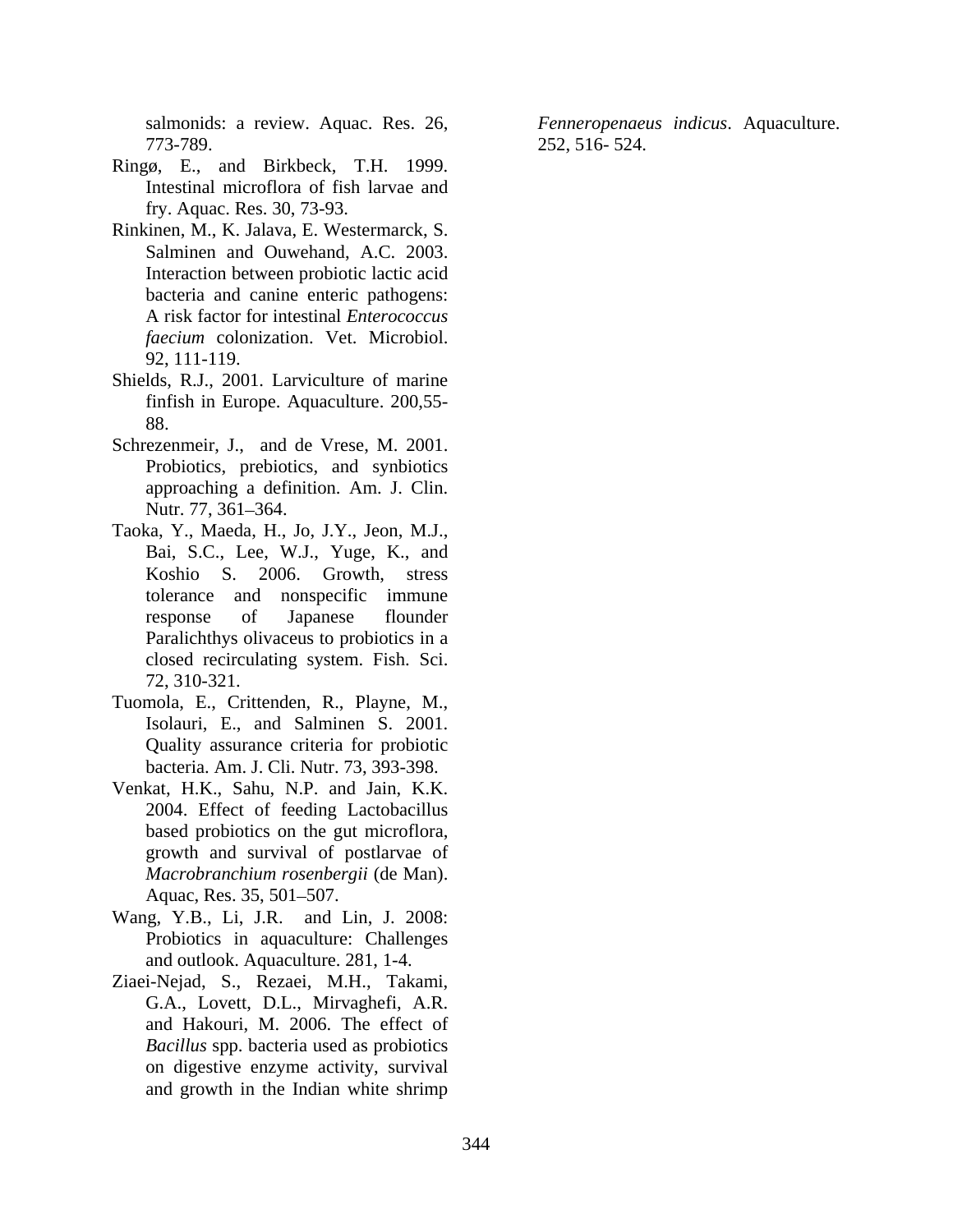salmonids: a review. Aquac. Res. 26, 773-789.

Ringø, E., and Birkbeck, T.H. 1999. Intestinal microflora of fish larvae and fry. Aquac. Res. 30, 73-93.

Rinkinen, M., K. Jalava, E. Westermarck, S. Salminen and Ouwehand, A.C. 2003. Interaction between probiotic lactic acid bacteria and canine enteric pathogens: A risk factor for intestinal *Enterococcus faecium* colonization. Vet. Microbiol. 92, 111-119.

Shields, R.J., 2001. Larviculture of marine finfish in Europe. Aquaculture. 200,55-88.

Schrezenmeir, J., and de Vrese, M. 2001. Probiotics, prebiotics, and synbiotics approaching a definition. Am. J. Clin. Nutr. 77, 361–364.

Taoka, Y., Maeda, H., Jo, J.Y., Jeon, M.J., Bai, S.C., Lee, W.J., Yuge, K., and Koshio S. 2006. Growth, stress tolerance and nonspecific immune response of Japanese flounder Paralichthys olivaceus to probiotics in a closed recirculating system. Fish. Sci. 72, 310-321.

Tuomola, E., Crittenden, R., Playne, M., Isolauri, E., and Salminen S. 2001. Quality assurance criteria for probiotic bacteria. Am. J. Cli. Nutr. 73, 393-398.

Venkat, H.K., Sahu, N.P. and Jain, K.K. 2004. Effect of feeding Lactobacillus based probiotics on the gut microflora, growth and survival of postlarvae of *Macrobranchium rosenbergii* (de Man). Aquac, Res. 35, 501–507.

Wang, Y.B., Li, J.R. and Lin, J. 2008: Probiotics in aquaculture: Challenges and outlook. Aquaculture. 281, 1-4.

Ziaei-Nejad, S., Rezaei, M.H., Takami, G.A., Lovett, D.L., Mirvaghefi, A.R. and Hakouri, M. 2006. The effect of *Bacillus* spp. bacteria used as probiotics on digestive enzyme activity, survival and growth in the Indian white shrimp *Fenneropenaeus indicus*. Aquaculture. 252, 516- 524.